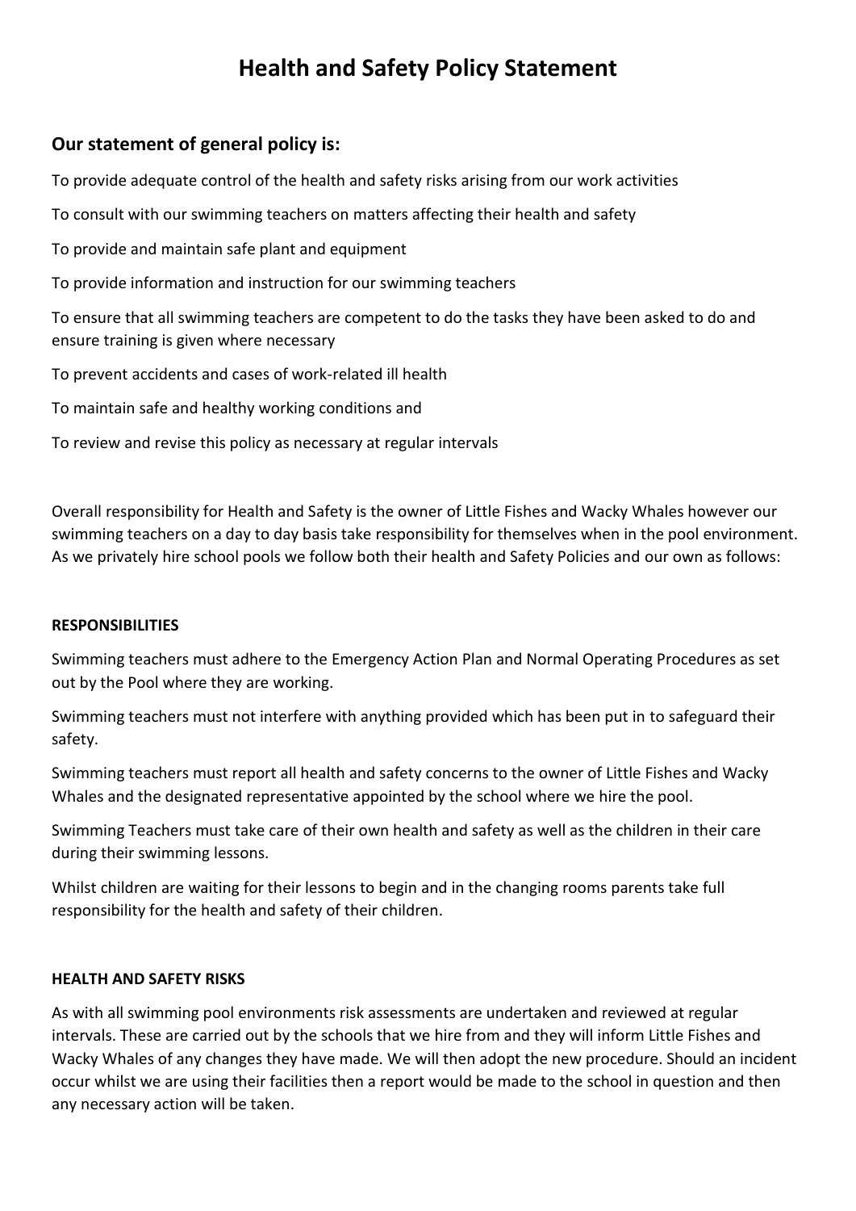# Health and Safety Policy Statement

## Our statement of general policy is:

To provide adequate control of the health and safety risks arising from our work activities

To consult with our swimming teachers on matters affecting their health and safety

To provide and maintain safe plant and equipment

To provide information and instruction for our swimming teachers

To ensure that all swimming teachers are competent to do the tasks they have been asked to do and ensure training is given where necessary

To prevent accidents and cases of work-related ill health

To maintain safe and healthy working conditions and

To review and revise this policy as necessary at regular intervals

Overall responsibility for Health and Safety is the owner of Little Fishes and Wacky Whales however our swimming teachers on a day to day basis take responsibility for themselves when in the pool environment. As we privately hire school pools we follow both their health and Safety Policies and our own as follows:

**RESPONSIBILITIES**

Swimming teachers must adhere to the Emergency Action Plan and Normal Operating Procedures as set out by the Pool where they are working.

Swimming teachers must not interfere with anything provided which has been put in to safeguard their safety.

Swimming teachers must report all health and safety concerns to the owner of Little Fishes and Wacky Whales and the designated representative appointed by the school where we hire the pool.

Swimming Teachers must take care of their own health and safety as well as the children in their care during their swimming lessons.

Whilst children are waiting for their lessons to begin and in the changing rooms parents take full responsibility for the health and safety of their children.

**HEALTH AND SAFETY RISKS**

As with all swimming pool environments risk assessments are undertaken and reviewed at regular intervals. These are carried out by the schools that we hire from and they will inform Little Fishes and Wacky Whales of any changes they have made. We will then adopt the new procedure. Should an incident occur whilst we are using their facilities then a report would be made to the school in question and then any necessary action will be taken.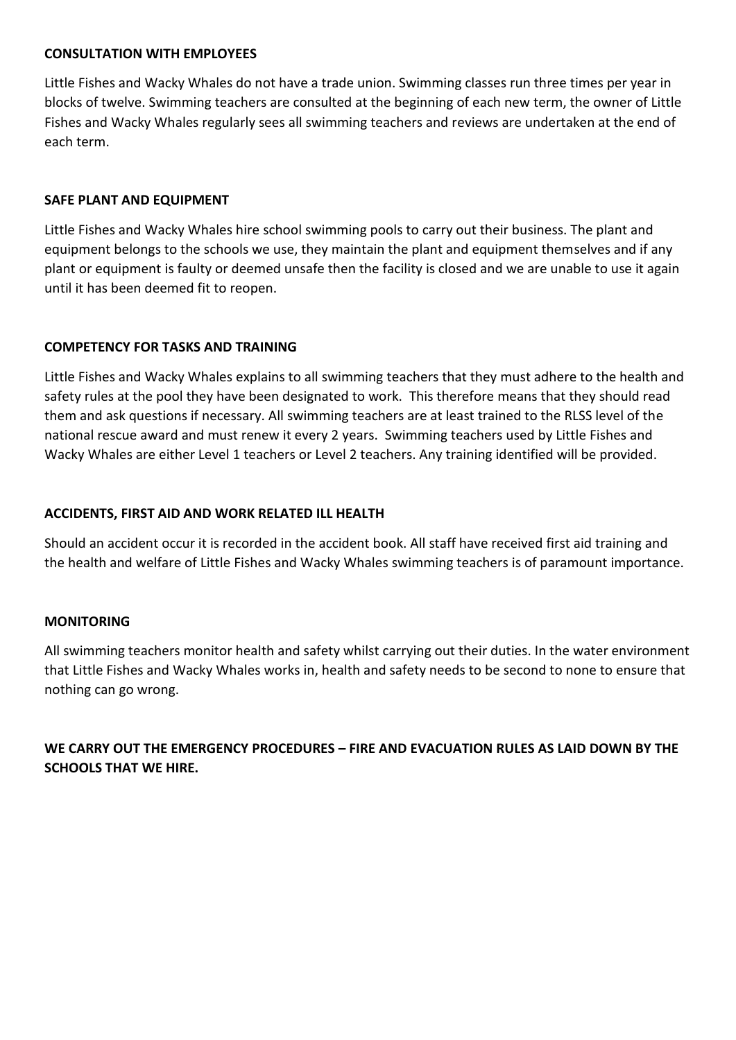**CONSULTATION WITH EMPLOYEES**

Little Fishes and Wacky Whales do not have a trade union. Swimming classes run three times per year in blocks of twelve. Swimming teachers are consulted at the beginning of each new term, the owner of Little Fishes and Wacky Whales regularly sees all swimming teachers and reviews are undertaken at the end of each term.

**SAFE PLANT AND EQUIPMENT**

Little Fishes and Wacky Whales hire school swimming pools to carry out their business. The plant and equipment belongs to the schools we use, they maintain the plant and equipment themselves and if any plant or equipment is faulty or deemed unsafe then the facility is closed and we are unable to use it again until it has been deemed fit to reopen.

**COMPETENCY FOR TASKS AND TRAINING**

Little Fishes and Wacky Whales explains to all swimming teachers that they must adhere to the health and safety rules at the pool they have been designated to work. This therefore means that they should read them and ask questions if necessary. All swimming teachers are at least trained to the RLSS level of the national rescue award and must renew it every 2 years. Swimming teachers used by Little Fishes and Wacky Whales are either Level 1 teachers or Level 2 teachers. Any training identified will be provided.

**ACCIDENTS, FIRST AID AND WORK RELATED ILL HEALTH**

Should an accident occur it is recorded in the accident book. All staff have received first aid training and the health and welfare of Little Fishes and Wacky Whales swimming teachers is of paramount importance.

**MONITORING**

All swimming teachers monitor health and safety whilst carrying out their duties. In the water environment that Little Fishes and Wacky Whales works in, health and safety needs to be second to none to ensure that nothing can go wrong.

**WE CARRY OUT THE EMERGENCY PROCEDURES – FIRE AND EVACUATION RULES AS LAID DOWN BY THE SCHOOLS THAT WE HIRE.**